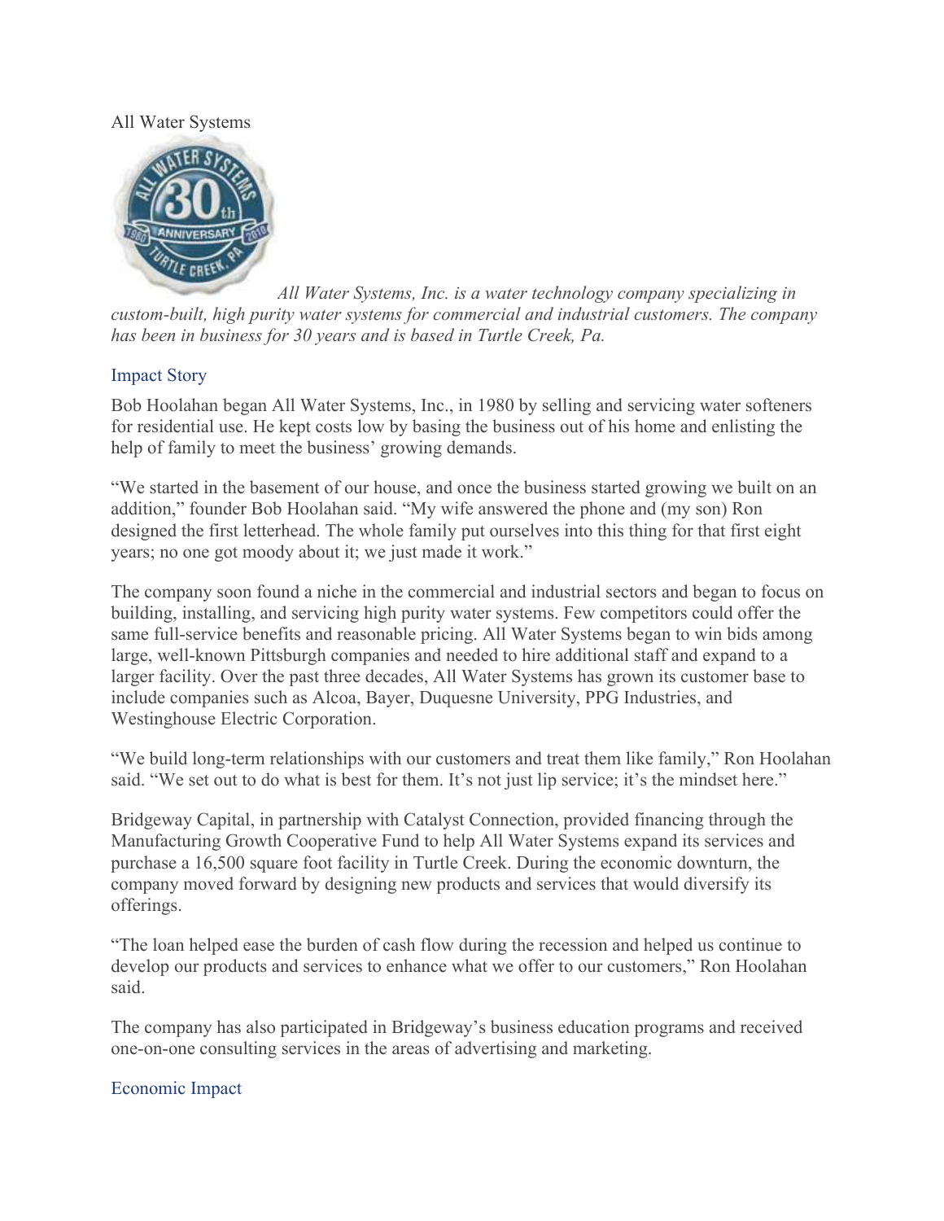All Water Systems

*All Water Systems, Inc. is a water technology company specializing in custom-built, high purity water systems for commercial and industrial customers. The company has been in business for 30 years and is based in Turtle Creek, Pa.*

## Impact Story

Bob Hoolahan began All Water Systems, Inc., in 1980 by selling and servicing water softeners for residential use. He kept costs low by basing the business out of his home and enlisting the help of family to meet the business' growing demands.

"We started in the basement of our house, and once the business started growing we built on an addition," founder Bob Hoolahan said. "My wife answered the phone and (my son) Ron designed the first letterhead. The whole family put ourselves into this thing for that first eight years; no one got moody about it; we just made it work."

The company soon found a niche in the commercial and industrial sectors and began to focus on building, installing, and servicing high purity water systems. Few competitors could offer the same full-service benefits and reasonable pricing. All Water Systems began to win bids among large, well-known Pittsburgh companies and needed to hire additional staff and expand to a larger facility. Over the past three decades, All Water Systems has grown its customer base to include companies such as Alcoa, Bayer, Duquesne University, PPG Industries, and Westinghouse Electric Corporation.

"We build long-term relationships with our customers and treat them like family," Ron Hoolahan said. "We set out to do what is best for them. It's not just lip service; it's the mindset here."

Bridgeway Capital, in partnership with Catalyst Connection, provided financing through the Manufacturing Growth Cooperative Fund to help All Water Systems expand its services and purchase a 16,500 square foot facility in Turtle Creek. During the economic downturn, the company moved forward by designing new products and services that would diversify its offerings.

"The loan helped ease the burden of cash flow during the recession and helped us continue to develop our products and services to enhance what we offer to our customers," Ron Hoolahan said.

The company has also participated in Bridgeway's business education programs and received one-on-one consulting services in the areas of advertising and marketing.

## Economic Impact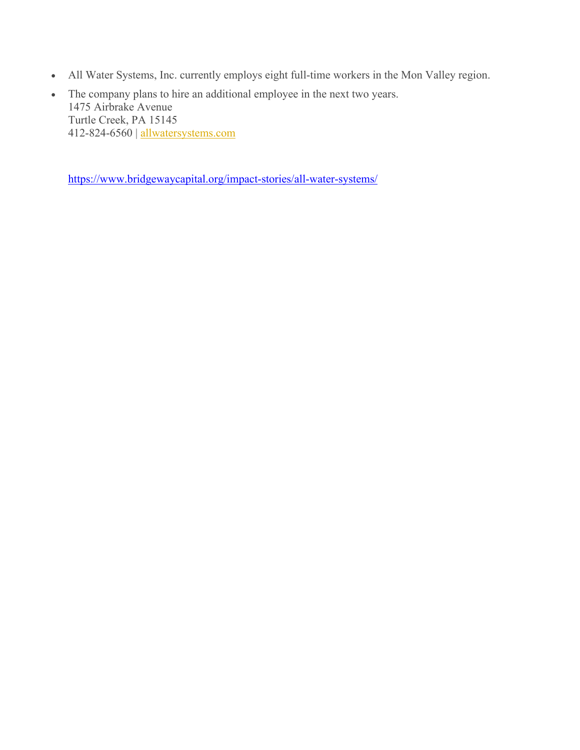- All Water Systems, Inc. currently employs eight full-time workers in the Mon Valley region.
- The company plans to hire an additional employee in the next two years.
  1475 Airbrake Avenue
  Turtle Creek, PA 15145
  412-824-6560 | allwatersystems.com

https://www.bridgewaycapital.org/impact-stories/all-water-systems/